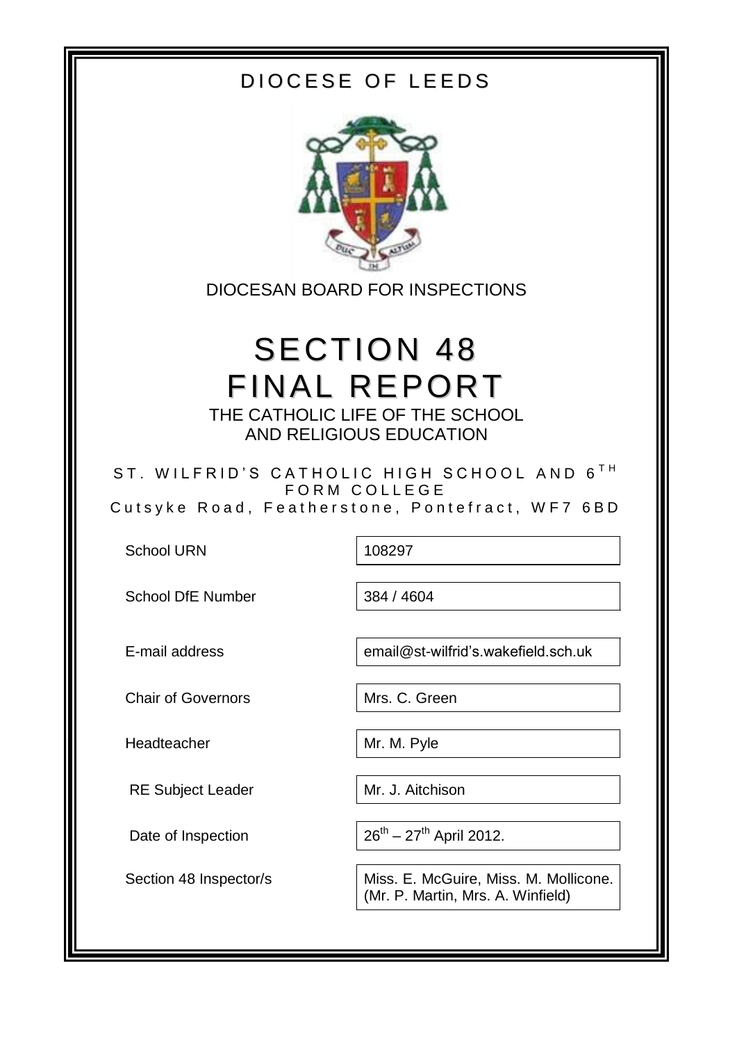# DIOCESE OF LEEDS

DIOCESAN BOARD FOR INSPECTIONS

# SECTION 48 FINAL REPORT

## THE CATHOLIC LIFE OF THE SCHOOL AND RELIGIOUS EDUCATION

ST. WILFRID'S CATHOLIC HIGH SCHOOL AND 6TH FORM COLLEGE
Cutsyke Road, Featherstone, Pontefract, WF7 6BD

| | |
|---|---|
| School URN | 108297 |
| School DfE Number | 384 / 4604 |
| E-mail address | email@st-wilfrid's.wakefield.sch.uk |
| Chair of Governors | Mrs. C. Green |
| Headteacher | Mr. M. Pyle |
| RE Subject Leader | Mr. J. Aitchison |
| Date of Inspection | 26th – 27th April 2012. |
| Section 48 Inspector/s | Miss. E. McGuire, Miss. M. Mollicone. (Mr. P. Martin, Mrs. A. Winfield) |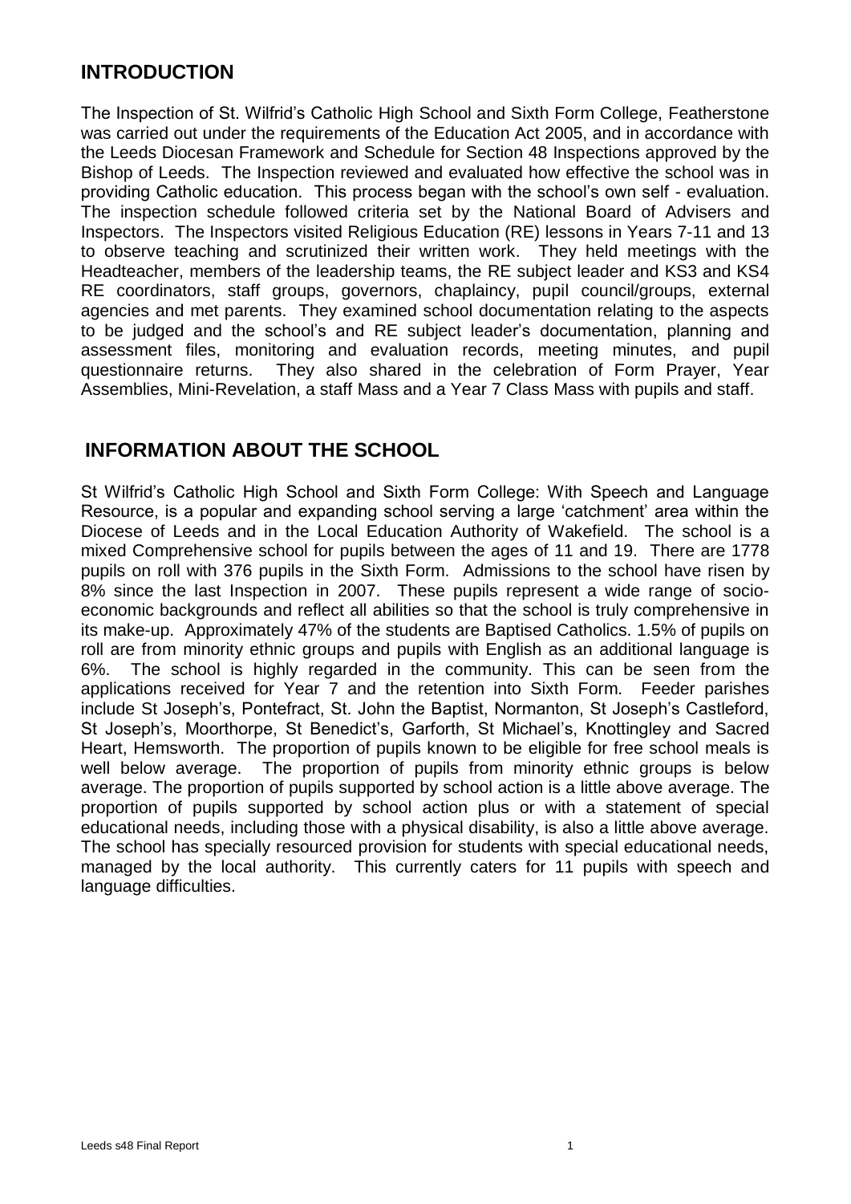## INTRODUCTION

The Inspection of St. Wilfrid's Catholic High School and Sixth Form College, Featherstone was carried out under the requirements of the Education Act 2005, and in accordance with the Leeds Diocesan Framework and Schedule for Section 48 Inspections approved by the Bishop of Leeds. The Inspection reviewed and evaluated how effective the school was in providing Catholic education. This process began with the school's own self - evaluation. The inspection schedule followed criteria set by the National Board of Advisers and Inspectors. The Inspectors visited Religious Education (RE) lessons in Years 7-11 and 13 to observe teaching and scrutinized their written work. They held meetings with the Headteacher, members of the leadership teams, the RE subject leader and KS3 and KS4 RE coordinators, staff groups, governors, chaplaincy, pupil council/groups, external agencies and met parents. They examined school documentation relating to the aspects to be judged and the school's and RE subject leader's documentation, planning and assessment files, monitoring and evaluation records, meeting minutes, and pupil questionnaire returns. They also shared in the celebration of Form Prayer, Year Assemblies, Mini-Revelation, a staff Mass and a Year 7 Class Mass with pupils and staff.

## INFORMATION ABOUT THE SCHOOL

St Wilfrid's Catholic High School and Sixth Form College: With Speech and Language Resource, is a popular and expanding school serving a large 'catchment' area within the Diocese of Leeds and in the Local Education Authority of Wakefield. The school is a mixed Comprehensive school for pupils between the ages of 11 and 19. There are 1778 pupils on roll with 376 pupils in the Sixth Form. Admissions to the school have risen by 8% since the last Inspection in 2007. These pupils represent a wide range of socio-economic backgrounds and reflect all abilities so that the school is truly comprehensive in its make-up. Approximately 47% of the students are Baptised Catholics. 1.5% of pupils on roll are from minority ethnic groups and pupils with English as an additional language is 6%. The school is highly regarded in the community. This can be seen from the applications received for Year 7 and the retention into Sixth Form. Feeder parishes include St Joseph's, Pontefract, St. John the Baptist, Normanton, St Joseph's Castleford, St Joseph's, Moorthorpe, St Benedict's, Garforth, St Michael's, Knottingley and Sacred Heart, Hemsworth. The proportion of pupils known to be eligible for free school meals is well below average. The proportion of pupils from minority ethnic groups is below average. The proportion of pupils supported by school action is a little above average. The proportion of pupils supported by school action plus or with a statement of special educational needs, including those with a physical disability, is also a little above average. The school has specially resourced provision for students with special educational needs, managed by the local authority. This currently caters for 11 pupils with speech and language difficulties.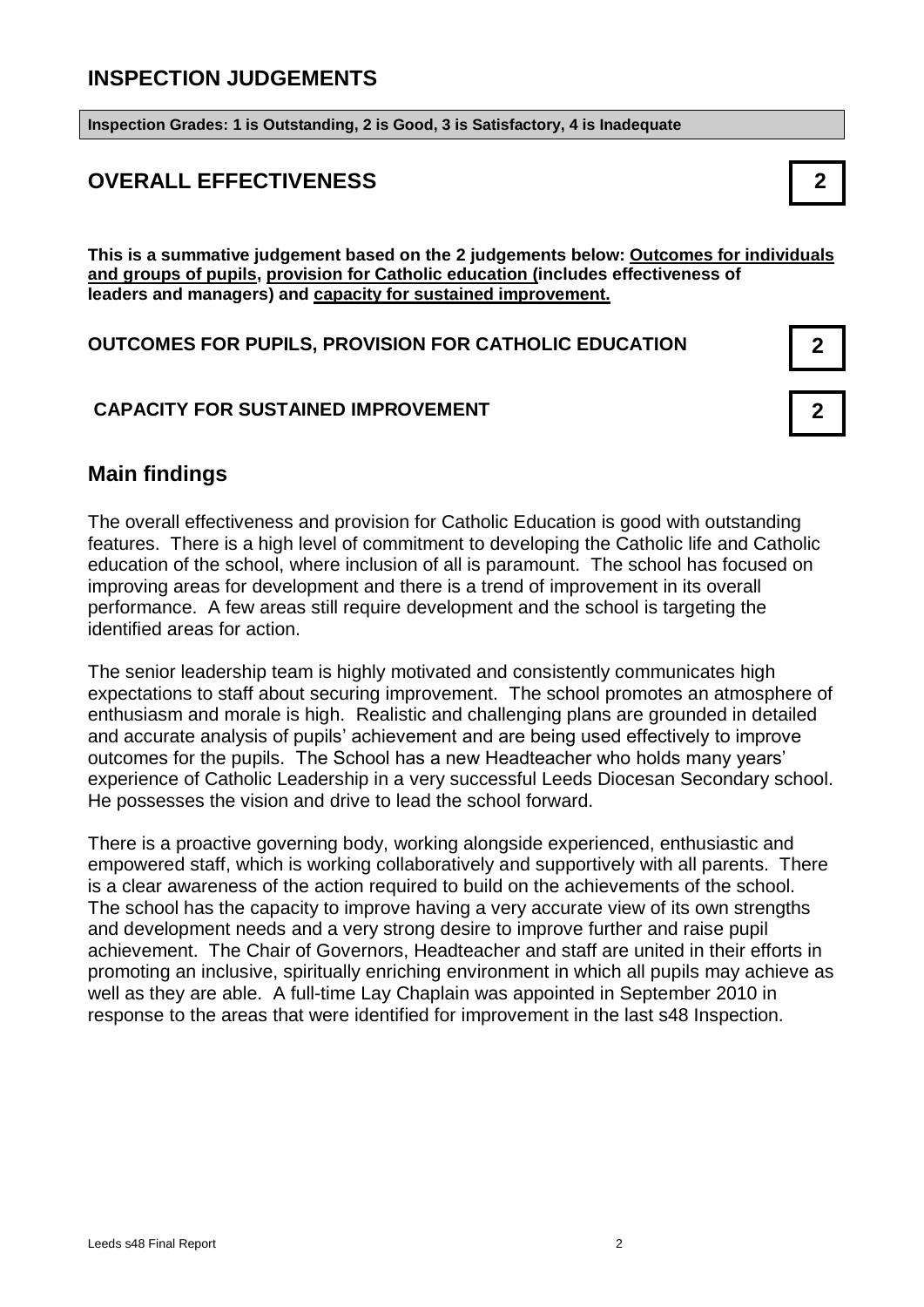## INSPECTION JUDGEMENTS

**Inspection Grades: 1 is Outstanding, 2 is Good, 3 is Satisfactory, 4 is Inadequate**

## OVERALL EFFECTIVENESS **2**

**This is a summative judgement based on the 2 judgements below: Outcomes for individuals and groups of pupils, provision for Catholic education (includes effectiveness of leaders and managers) and capacity for sustained improvement.**

**OUTCOMES FOR PUPILS, PROVISION FOR CATHOLIC EDUCATION** **2**

**CAPACITY FOR SUSTAINED IMPROVEMENT** **2**

## Main findings

The overall effectiveness and provision for Catholic Education is good with outstanding features. There is a high level of commitment to developing the Catholic life and Catholic education of the school, where inclusion of all is paramount. The school has focused on improving areas for development and there is a trend of improvement in its overall performance. A few areas still require development and the school is targeting the identified areas for action.

The senior leadership team is highly motivated and consistently communicates high expectations to staff about securing improvement. The school promotes an atmosphere of enthusiasm and morale is high. Realistic and challenging plans are grounded in detailed and accurate analysis of pupils' achievement and are being used effectively to improve outcomes for the pupils. The School has a new Headteacher who holds many years' experience of Catholic Leadership in a very successful Leeds Diocesan Secondary school. He possesses the vision and drive to lead the school forward.

There is a proactive governing body, working alongside experienced, enthusiastic and empowered staff, which is working collaboratively and supportively with all parents. There is a clear awareness of the action required to build on the achievements of the school. The school has the capacity to improve having a very accurate view of its own strengths and development needs and a very strong desire to improve further and raise pupil achievement. The Chair of Governors, Headteacher and staff are united in their efforts in promoting an inclusive, spiritually enriching environment in which all pupils may achieve as well as they are able. A full-time Lay Chaplain was appointed in September 2010 in response to the areas that were identified for improvement in the last s48 Inspection.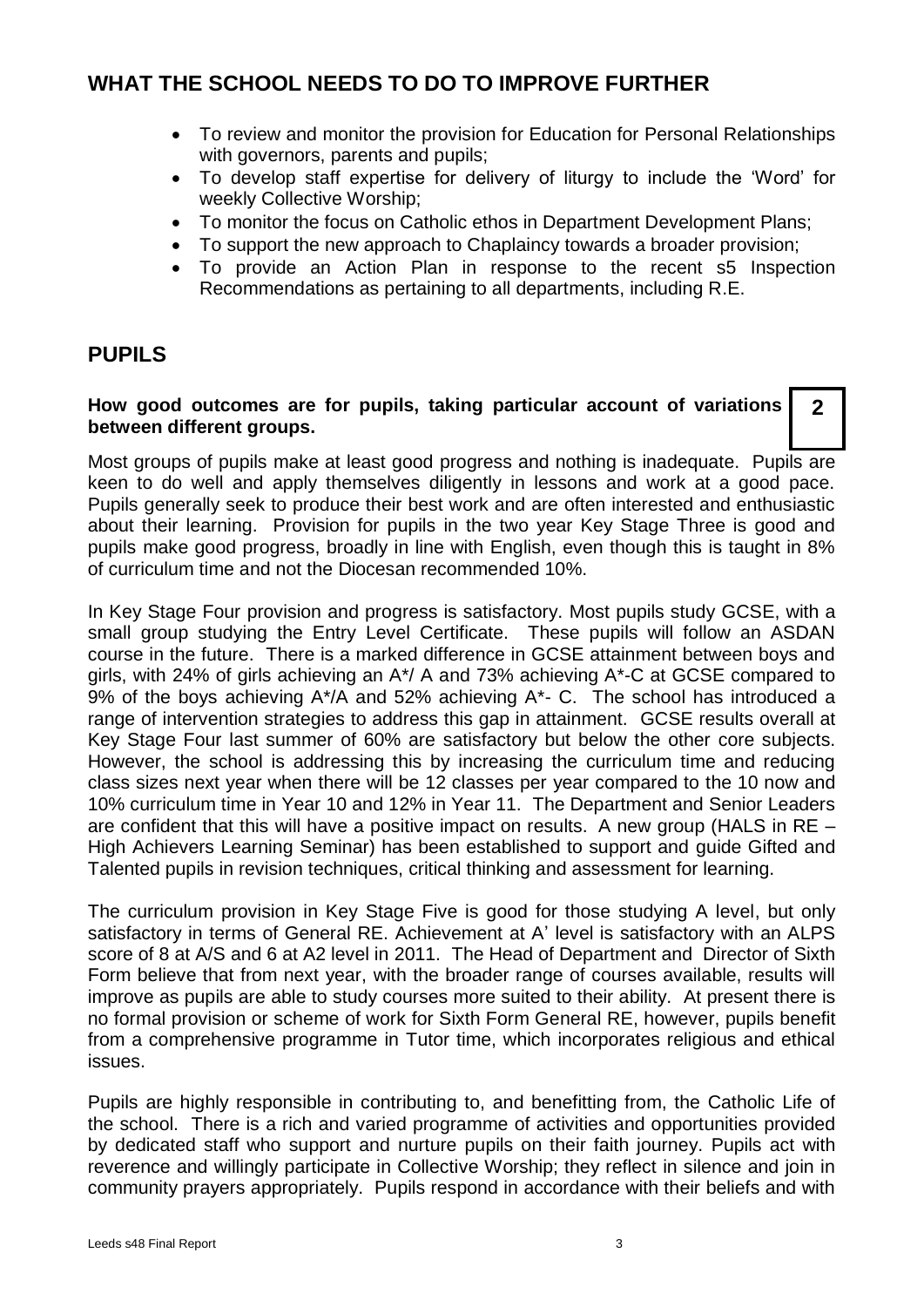## WHAT THE SCHOOL NEEDS TO DO TO IMPROVE FURTHER

- To review and monitor the provision for Education for Personal Relationships with governors, parents and pupils;
- To develop staff expertise for delivery of liturgy to include the 'Word' for weekly Collective Worship;
- To monitor the focus on Catholic ethos in Department Development Plans;
- To support the new approach to Chaplaincy towards a broader provision;
- To provide an Action Plan in response to the recent s5 Inspection Recommendations as pertaining to all departments, including R.E.

## PUPILS

**How good outcomes are for pupils, taking particular account of variations between different groups.** **2**

Most groups of pupils make at least good progress and nothing is inadequate. Pupils are keen to do well and apply themselves diligently in lessons and work at a good pace. Pupils generally seek to produce their best work and are often interested and enthusiastic about their learning. Provision for pupils in the two year Key Stage Three is good and pupils make good progress, broadly in line with English, even though this is taught in 8% of curriculum time and not the Diocesan recommended 10%.

In Key Stage Four provision and progress is satisfactory. Most pupils study GCSE, with a small group studying the Entry Level Certificate. These pupils will follow an ASDAN course in the future. There is a marked difference in GCSE attainment between boys and girls, with 24% of girls achieving an A*/ A and 73% achieving A*-C at GCSE compared to 9% of the boys achieving A*/A and 52% achieving A*- C. The school has introduced a range of intervention strategies to address this gap in attainment. GCSE results overall at Key Stage Four last summer of 60% are satisfactory but below the other core subjects. However, the school is addressing this by increasing the curriculum time and reducing class sizes next year when there will be 12 classes per year compared to the 10 now and 10% curriculum time in Year 10 and 12% in Year 11. The Department and Senior Leaders are confident that this will have a positive impact on results. A new group (HALS in RE – High Achievers Learning Seminar) has been established to support and guide Gifted and Talented pupils in revision techniques, critical thinking and assessment for learning.

The curriculum provision in Key Stage Five is good for those studying A level, but only satisfactory in terms of General RE. Achievement at A' level is satisfactory with an ALPS score of 8 at A/S and 6 at A2 level in 2011. The Head of Department and Director of Sixth Form believe that from next year, with the broader range of courses available, results will improve as pupils are able to study courses more suited to their ability. At present there is no formal provision or scheme of work for Sixth Form General RE, however, pupils benefit from a comprehensive programme in Tutor time, which incorporates religious and ethical issues.

Pupils are highly responsible in contributing to, and benefitting from, the Catholic Life of the school. There is a rich and varied programme of activities and opportunities provided by dedicated staff who support and nurture pupils on their faith journey. Pupils act with reverence and willingly participate in Collective Worship; they reflect in silence and join in community prayers appropriately. Pupils respond in accordance with their beliefs and with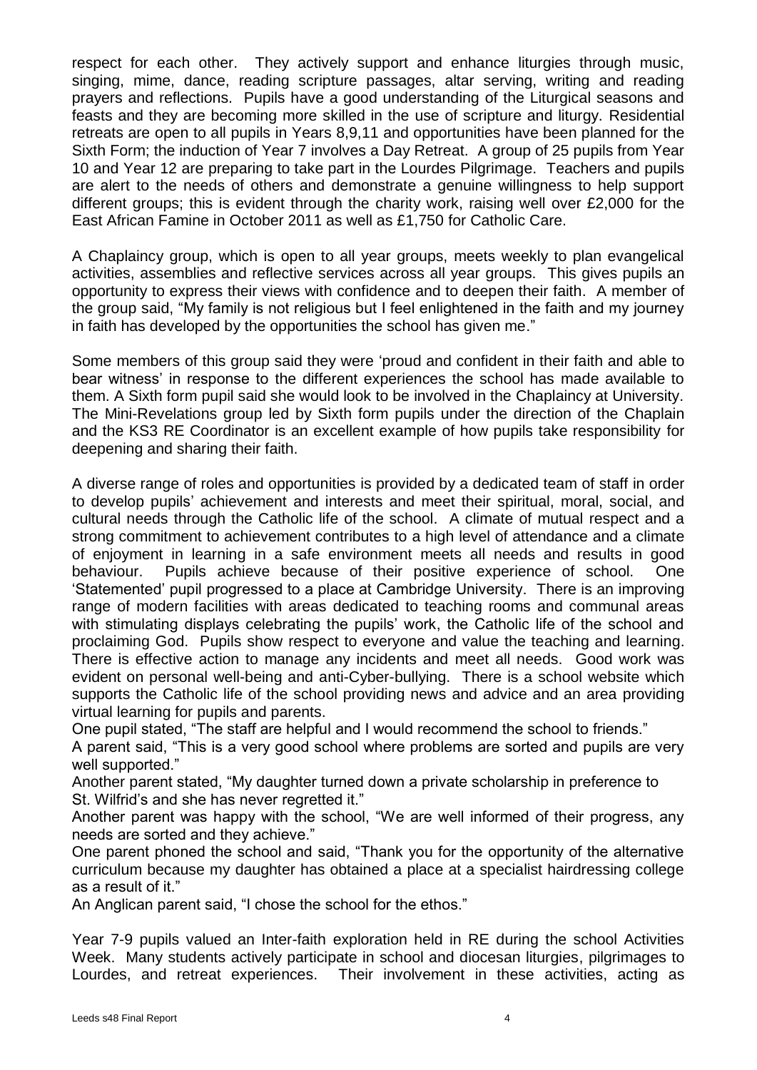respect for each other. They actively support and enhance liturgies through music, singing, mime, dance, reading scripture passages, altar serving, writing and reading prayers and reflections. Pupils have a good understanding of the Liturgical seasons and feasts and they are becoming more skilled in the use of scripture and liturgy. Residential retreats are open to all pupils in Years 8,9,11 and opportunities have been planned for the Sixth Form; the induction of Year 7 involves a Day Retreat. A group of 25 pupils from Year 10 and Year 12 are preparing to take part in the Lourdes Pilgrimage. Teachers and pupils are alert to the needs of others and demonstrate a genuine willingness to help support different groups; this is evident through the charity work, raising well over £2,000 for the East African Famine in October 2011 as well as £1,750 for Catholic Care.

A Chaplaincy group, which is open to all year groups, meets weekly to plan evangelical activities, assemblies and reflective services across all year groups. This gives pupils an opportunity to express their views with confidence and to deepen their faith. A member of the group said, "My family is not religious but I feel enlightened in the faith and my journey in faith has developed by the opportunities the school has given me."

Some members of this group said they were 'proud and confident in their faith and able to bear witness' in response to the different experiences the school has made available to them. A Sixth form pupil said she would look to be involved in the Chaplaincy at University. The Mini-Revelations group led by Sixth form pupils under the direction of the Chaplain and the KS3 RE Coordinator is an excellent example of how pupils take responsibility for deepening and sharing their faith.

A diverse range of roles and opportunities is provided by a dedicated team of staff in order to develop pupils' achievement and interests and meet their spiritual, moral, social, and cultural needs through the Catholic life of the school. A climate of mutual respect and a strong commitment to achievement contributes to a high level of attendance and a climate of enjoyment in learning in a safe environment meets all needs and results in good behaviour. Pupils achieve because of their positive experience of school. One 'Statemented' pupil progressed to a place at Cambridge University. There is an improving range of modern facilities with areas dedicated to teaching rooms and communal areas with stimulating displays celebrating the pupils' work, the Catholic life of the school and proclaiming God. Pupils show respect to everyone and value the teaching and learning. There is effective action to manage any incidents and meet all needs. Good work was evident on personal well-being and anti-Cyber-bullying. There is a school website which supports the Catholic life of the school providing news and advice and an area providing virtual learning for pupils and parents.

One pupil stated, "The staff are helpful and I would recommend the school to friends."

A parent said, "This is a very good school where problems are sorted and pupils are very well supported."

Another parent stated, "My daughter turned down a private scholarship in preference to St. Wilfrid's and she has never regretted it."

Another parent was happy with the school, "We are well informed of their progress, any needs are sorted and they achieve."

One parent phoned the school and said, "Thank you for the opportunity of the alternative curriculum because my daughter has obtained a place at a specialist hairdressing college as a result of it."

An Anglican parent said, "I chose the school for the ethos."

Year 7-9 pupils valued an Inter-faith exploration held in RE during the school Activities Week. Many students actively participate in school and diocesan liturgies, pilgrimages to Lourdes, and retreat experiences. Their involvement in these activities, acting as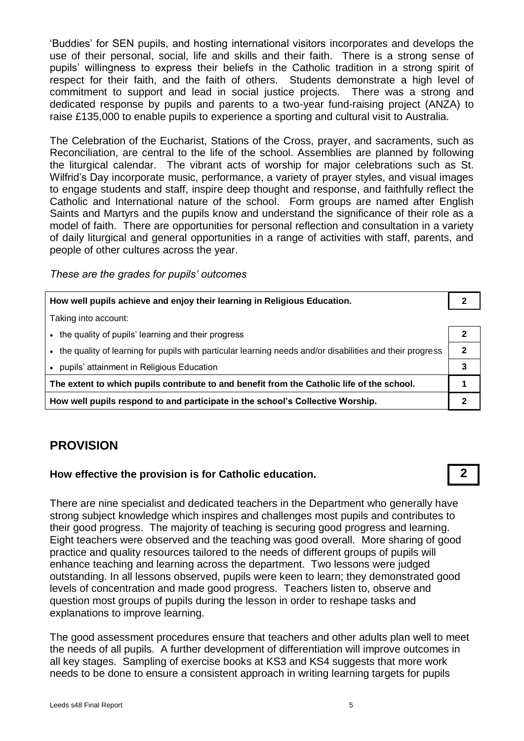'Buddies' for SEN pupils, and hosting international visitors incorporates and develops the use of their personal, social, life and skills and their faith. There is a strong sense of pupils' willingness to express their beliefs in the Catholic tradition in a strong spirit of respect for their faith, and the faith of others. Students demonstrate a high level of commitment to support and lead in social justice projects. There was a strong and dedicated response by pupils and parents to a two-year fund-raising project (ANZA) to raise £135,000 to enable pupils to experience a sporting and cultural visit to Australia.

The Celebration of the Eucharist, Stations of the Cross, prayer, and sacraments, such as Reconciliation, are central to the life of the school. Assemblies are planned by following the liturgical calendar. The vibrant acts of worship for major celebrations such as St. Wilfrid's Day incorporate music, performance, a variety of prayer styles, and visual images to engage students and staff, inspire deep thought and response, and faithfully reflect the Catholic and International nature of the school. Form groups are named after English Saints and Martyrs and the pupils know and understand the significance of their role as a model of faith. There are opportunities for personal reflection and consultation in a variety of daily liturgical and general opportunities in a range of activities with staff, parents, and people of other cultures across the year.

*These are the grades for pupils' outcomes*

| | |
|---|---|
| **How well pupils achieve and enjoy their learning in Religious Education.** | **2** |
| Taking into account: | |
| • the quality of pupils' learning and their progress | **2** |
| • the quality of learning for pupils with particular learning needs and/or disabilities and their progress | **2** |
| • pupils' attainment in Religious Education | **3** |
| **The extent to which pupils contribute to and benefit from the Catholic life of the school.** | **1** |
| **How well pupils respond to and participate in the school's Collective Worship.** | **2** |

## PROVISION

### How effective the provision is for Catholic education. **2**

There are nine specialist and dedicated teachers in the Department who generally have strong subject knowledge which inspires and challenges most pupils and contributes to their good progress. The majority of teaching is securing good progress and learning. Eight teachers were observed and the teaching was good overall. More sharing of good practice and quality resources tailored to the needs of different groups of pupils will enhance teaching and learning across the department. Two lessons were judged outstanding. In all lessons observed, pupils were keen to learn; they demonstrated good levels of concentration and made good progress. Teachers listen to, observe and question most groups of pupils during the lesson in order to reshape tasks and explanations to improve learning.

The good assessment procedures ensure that teachers and other adults plan well to meet the needs of all pupils. A further development of differentiation will improve outcomes in all key stages. Sampling of exercise books at KS3 and KS4 suggests that more work needs to be done to ensure a consistent approach in writing learning targets for pupils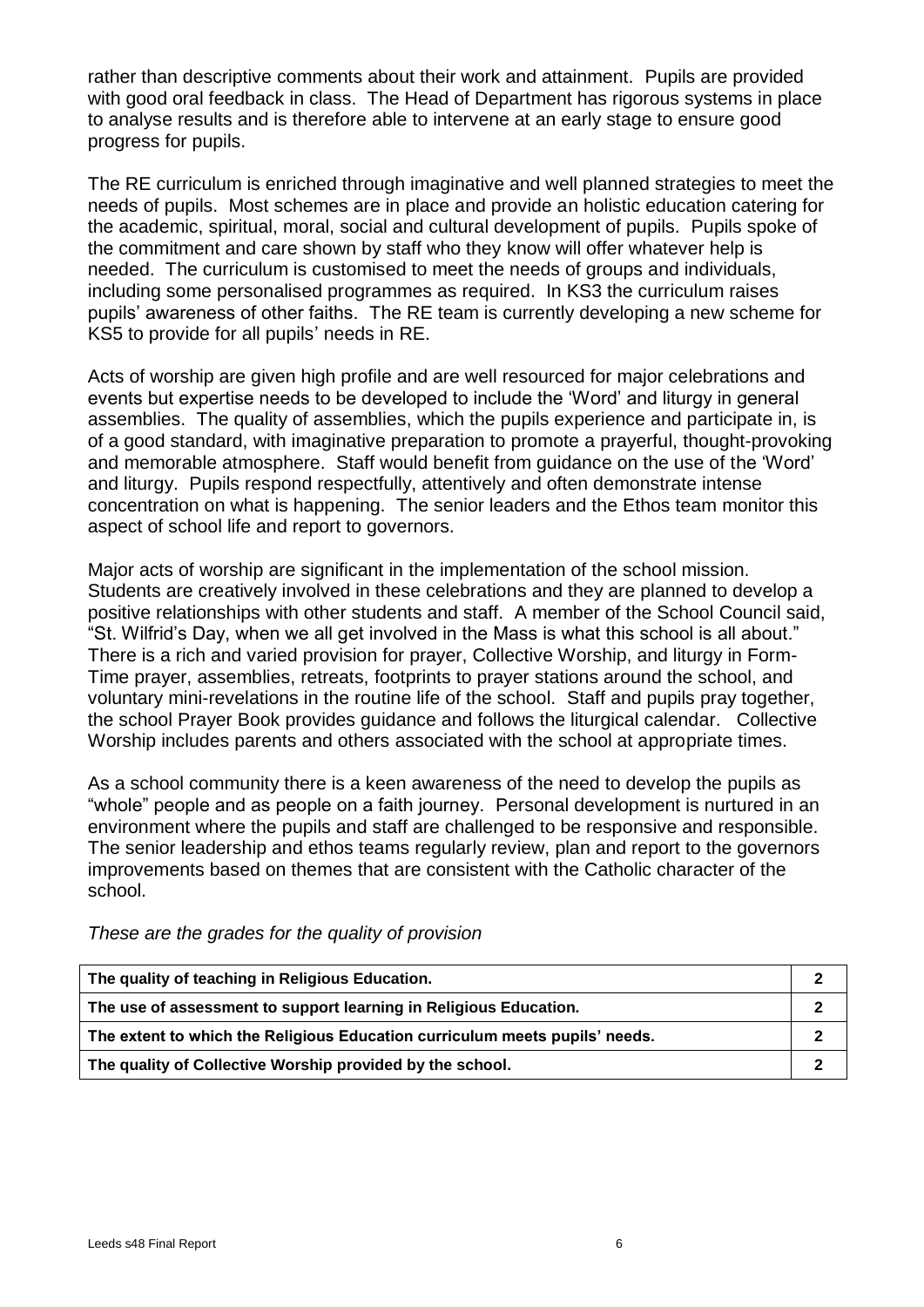rather than descriptive comments about their work and attainment. Pupils are provided with good oral feedback in class. The Head of Department has rigorous systems in place to analyse results and is therefore able to intervene at an early stage to ensure good progress for pupils.

The RE curriculum is enriched through imaginative and well planned strategies to meet the needs of pupils. Most schemes are in place and provide an holistic education catering for the academic, spiritual, moral, social and cultural development of pupils. Pupils spoke of the commitment and care shown by staff who they know will offer whatever help is needed. The curriculum is customised to meet the needs of groups and individuals, including some personalised programmes as required. In KS3 the curriculum raises pupils' awareness of other faiths. The RE team is currently developing a new scheme for KS5 to provide for all pupils' needs in RE.

Acts of worship are given high profile and are well resourced for major celebrations and events but expertise needs to be developed to include the 'Word' and liturgy in general assemblies. The quality of assemblies, which the pupils experience and participate in, is of a good standard, with imaginative preparation to promote a prayerful, thought-provoking and memorable atmosphere. Staff would benefit from guidance on the use of the 'Word' and liturgy. Pupils respond respectfully, attentively and often demonstrate intense concentration on what is happening. The senior leaders and the Ethos team monitor this aspect of school life and report to governors.

Major acts of worship are significant in the implementation of the school mission. Students are creatively involved in these celebrations and they are planned to develop a positive relationships with other students and staff. A member of the School Council said, "St. Wilfrid's Day, when we all get involved in the Mass is what this school is all about." There is a rich and varied provision for prayer, Collective Worship, and liturgy in Form-Time prayer, assemblies, retreats, footprints to prayer stations around the school, and voluntary mini-revelations in the routine life of the school. Staff and pupils pray together, the school Prayer Book provides guidance and follows the liturgical calendar. Collective Worship includes parents and others associated with the school at appropriate times.

As a school community there is a keen awareness of the need to develop the pupils as "whole" people and as people on a faith journey. Personal development is nurtured in an environment where the pupils and staff are challenged to be responsive and responsible. The senior leadership and ethos teams regularly review, plan and report to the governors improvements based on themes that are consistent with the Catholic character of the school.

*These are the grades for the quality of provision*

| | |
|---|---|
| **The quality of teaching in Religious Education.** | **2** |
| **The use of assessment to support learning in Religious Education.** | **2** |
| **The extent to which the Religious Education curriculum meets pupils' needs.** | **2** |
| **The quality of Collective Worship provided by the school.** | **2** |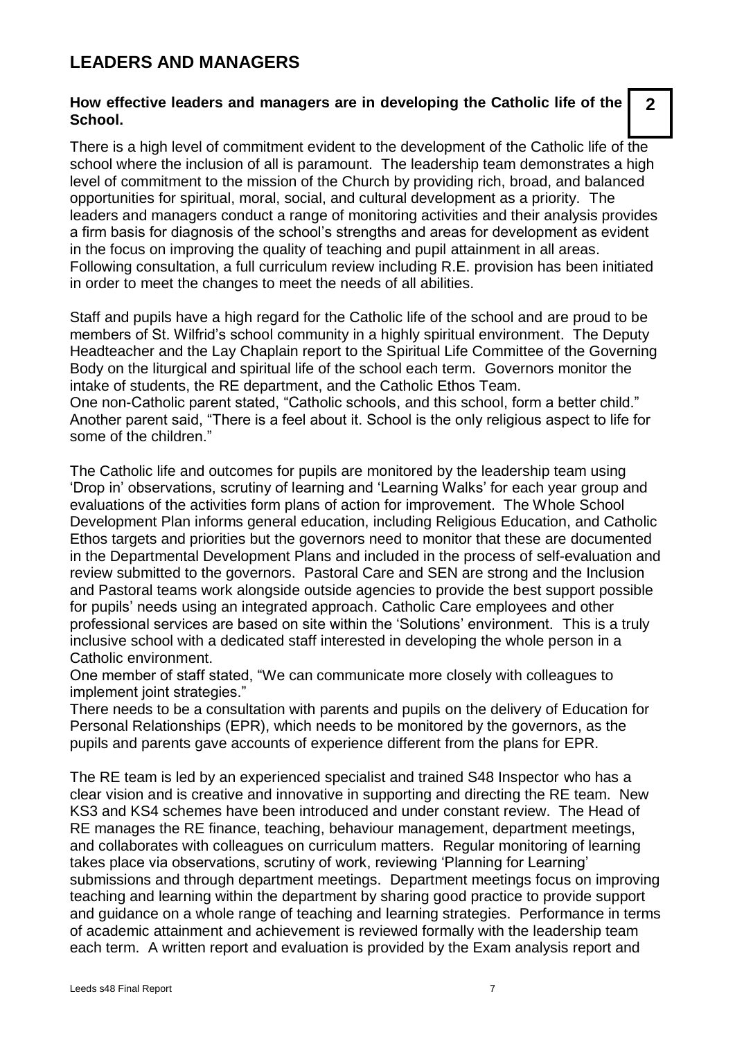## LEADERS AND MANAGERS

**How effective leaders and managers are in developing the Catholic life of the School.** **2**

There is a high level of commitment evident to the development of the Catholic life of the school where the inclusion of all is paramount. The leadership team demonstrates a high level of commitment to the mission of the Church by providing rich, broad, and balanced opportunities for spiritual, moral, social, and cultural development as a priority. The leaders and managers conduct a range of monitoring activities and their analysis provides a firm basis for diagnosis of the school's strengths and areas for development as evident in the focus on improving the quality of teaching and pupil attainment in all areas. Following consultation, a full curriculum review including R.E. provision has been initiated in order to meet the changes to meet the needs of all abilities.

Staff and pupils have a high regard for the Catholic life of the school and are proud to be members of St. Wilfrid's school community in a highly spiritual environment. The Deputy Headteacher and the Lay Chaplain report to the Spiritual Life Committee of the Governing Body on the liturgical and spiritual life of the school each term. Governors monitor the intake of students, the RE department, and the Catholic Ethos Team.
One non-Catholic parent stated, "Catholic schools, and this school, form a better child." Another parent said, "There is a feel about it. School is the only religious aspect to life for some of the children."

The Catholic life and outcomes for pupils are monitored by the leadership team using 'Drop in' observations, scrutiny of learning and 'Learning Walks' for each year group and evaluations of the activities form plans of action for improvement. The Whole School Development Plan informs general education, including Religious Education, and Catholic Ethos targets and priorities but the governors need to monitor that these are documented in the Departmental Development Plans and included in the process of self-evaluation and review submitted to the governors. Pastoral Care and SEN are strong and the Inclusion and Pastoral teams work alongside outside agencies to provide the best support possible for pupils' needs using an integrated approach. Catholic Care employees and other professional services are based on site within the 'Solutions' environment. This is a truly inclusive school with a dedicated staff interested in developing the whole person in a Catholic environment.
One member of staff stated, "We can communicate more closely with colleagues to implement joint strategies."
There needs to be a consultation with parents and pupils on the delivery of Education for Personal Relationships (EPR), which needs to be monitored by the governors, as the pupils and parents gave accounts of experience different from the plans for EPR.

The RE team is led by an experienced specialist and trained S48 Inspector who has a clear vision and is creative and innovative in supporting and directing the RE team. New KS3 and KS4 schemes have been introduced and under constant review. The Head of RE manages the RE finance, teaching, behaviour management, department meetings, and collaborates with colleagues on curriculum matters. Regular monitoring of learning takes place via observations, scrutiny of work, reviewing 'Planning for Learning' submissions and through department meetings. Department meetings focus on improving teaching and learning within the department by sharing good practice to provide support and guidance on a whole range of teaching and learning strategies. Performance in terms of academic attainment and achievement is reviewed formally with the leadership team each term. A written report and evaluation is provided by the Exam analysis report and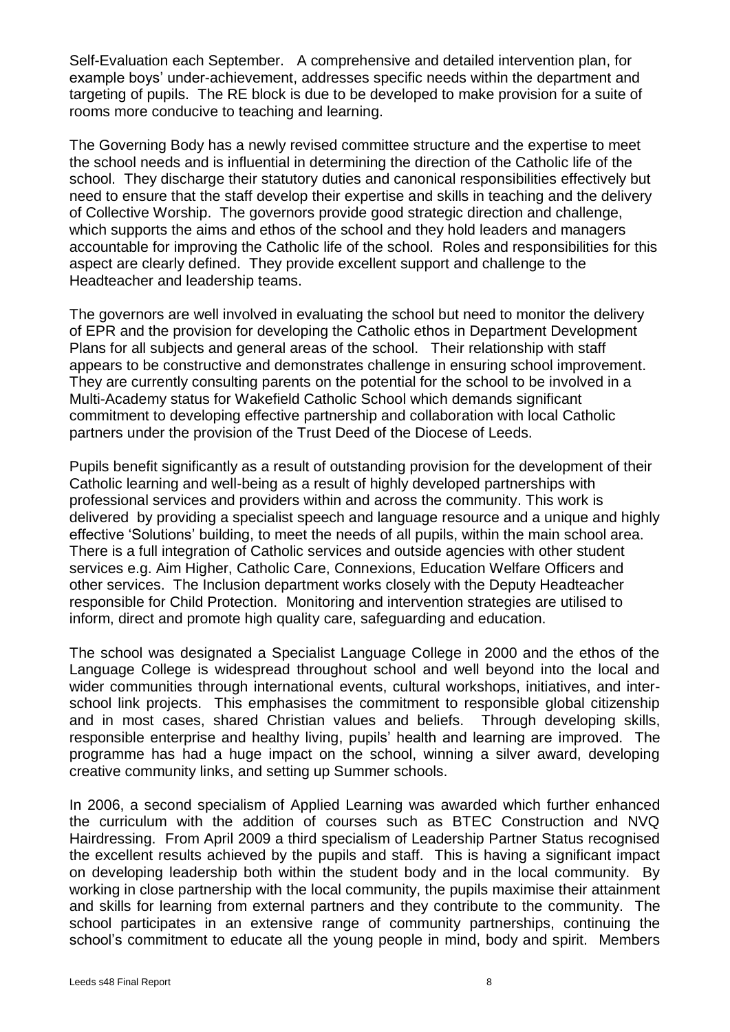Self-Evaluation each September. A comprehensive and detailed intervention plan, for example boys' under-achievement, addresses specific needs within the department and targeting of pupils. The RE block is due to be developed to make provision for a suite of rooms more conducive to teaching and learning.

The Governing Body has a newly revised committee structure and the expertise to meet the school needs and is influential in determining the direction of the Catholic life of the school. They discharge their statutory duties and canonical responsibilities effectively but need to ensure that the staff develop their expertise and skills in teaching and the delivery of Collective Worship. The governors provide good strategic direction and challenge, which supports the aims and ethos of the school and they hold leaders and managers accountable for improving the Catholic life of the school. Roles and responsibilities for this aspect are clearly defined. They provide excellent support and challenge to the Headteacher and leadership teams.

The governors are well involved in evaluating the school but need to monitor the delivery of EPR and the provision for developing the Catholic ethos in Department Development Plans for all subjects and general areas of the school. Their relationship with staff appears to be constructive and demonstrates challenge in ensuring school improvement. They are currently consulting parents on the potential for the school to be involved in a Multi-Academy status for Wakefield Catholic School which demands significant commitment to developing effective partnership and collaboration with local Catholic partners under the provision of the Trust Deed of the Diocese of Leeds.

Pupils benefit significantly as a result of outstanding provision for the development of their Catholic learning and well-being as a result of highly developed partnerships with professional services and providers within and across the community. This work is delivered by providing a specialist speech and language resource and a unique and highly effective 'Solutions' building, to meet the needs of all pupils, within the main school area. There is a full integration of Catholic services and outside agencies with other student services e.g. Aim Higher, Catholic Care, Connexions, Education Welfare Officers and other services. The Inclusion department works closely with the Deputy Headteacher responsible for Child Protection. Monitoring and intervention strategies are utilised to inform, direct and promote high quality care, safeguarding and education.

The school was designated a Specialist Language College in 2000 and the ethos of the Language College is widespread throughout school and well beyond into the local and wider communities through international events, cultural workshops, initiatives, and inter-school link projects. This emphasises the commitment to responsible global citizenship and in most cases, shared Christian values and beliefs. Through developing skills, responsible enterprise and healthy living, pupils' health and learning are improved. The programme has had a huge impact on the school, winning a silver award, developing creative community links, and setting up Summer schools.

In 2006, a second specialism of Applied Learning was awarded which further enhanced the curriculum with the addition of courses such as BTEC Construction and NVQ Hairdressing. From April 2009 a third specialism of Leadership Partner Status recognised the excellent results achieved by the pupils and staff. This is having a significant impact on developing leadership both within the student body and in the local community. By working in close partnership with the local community, the pupils maximise their attainment and skills for learning from external partners and they contribute to the community. The school participates in an extensive range of community partnerships, continuing the school's commitment to educate all the young people in mind, body and spirit. Members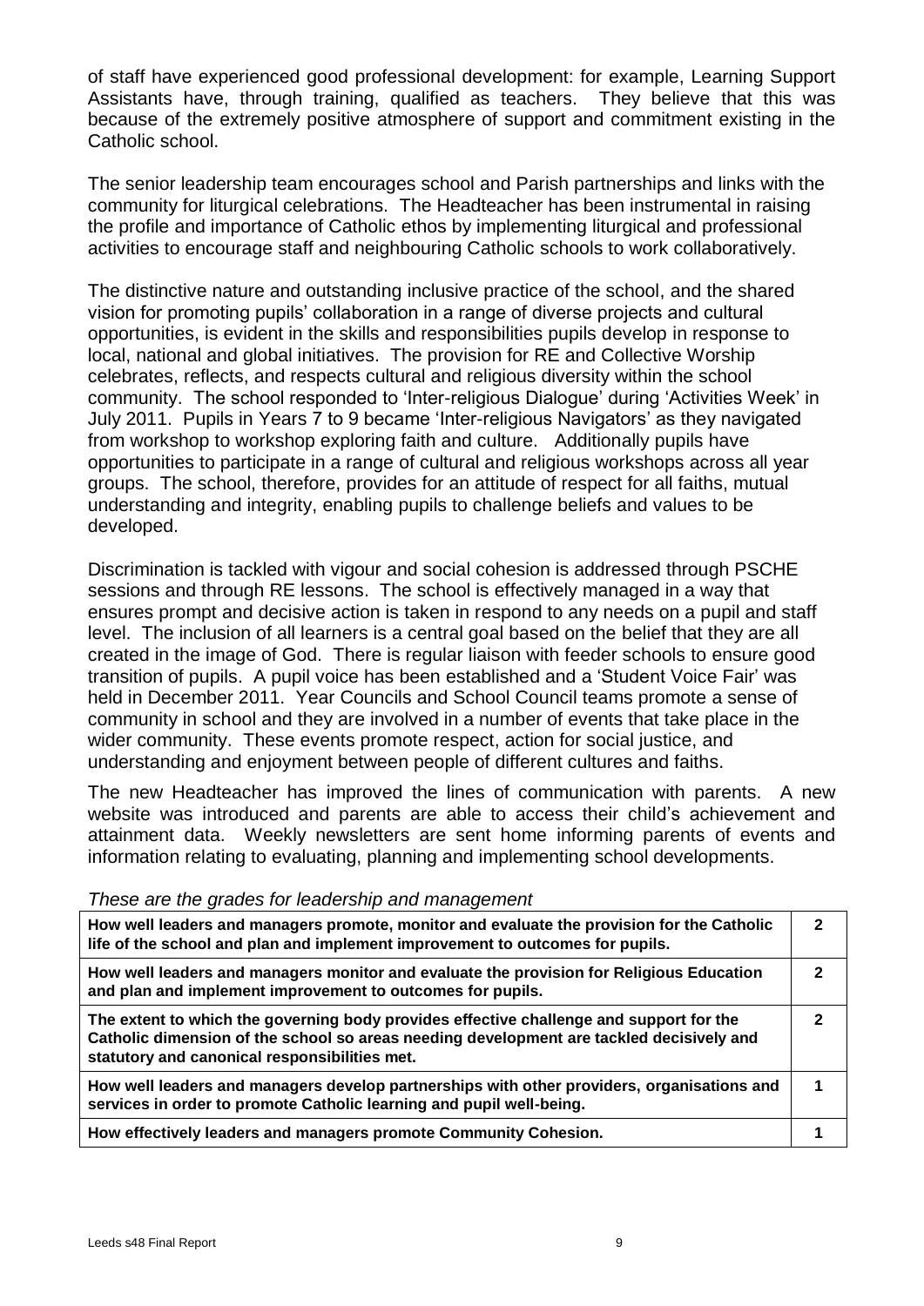of staff have experienced good professional development: for example, Learning Support Assistants have, through training, qualified as teachers. They believe that this was because of the extremely positive atmosphere of support and commitment existing in the Catholic school.

The senior leadership team encourages school and Parish partnerships and links with the community for liturgical celebrations. The Headteacher has been instrumental in raising the profile and importance of Catholic ethos by implementing liturgical and professional activities to encourage staff and neighbouring Catholic schools to work collaboratively.

The distinctive nature and outstanding inclusive practice of the school, and the shared vision for promoting pupils' collaboration in a range of diverse projects and cultural opportunities, is evident in the skills and responsibilities pupils develop in response to local, national and global initiatives. The provision for RE and Collective Worship celebrates, reflects, and respects cultural and religious diversity within the school community. The school responded to 'Inter-religious Dialogue' during 'Activities Week' in July 2011. Pupils in Years 7 to 9 became 'Inter-religious Navigators' as they navigated from workshop to workshop exploring faith and culture. Additionally pupils have opportunities to participate in a range of cultural and religious workshops across all year groups. The school, therefore, provides for an attitude of respect for all faiths, mutual understanding and integrity, enabling pupils to challenge beliefs and values to be developed.

Discrimination is tackled with vigour and social cohesion is addressed through PSCHE sessions and through RE lessons. The school is effectively managed in a way that ensures prompt and decisive action is taken in respond to any needs on a pupil and staff level. The inclusion of all learners is a central goal based on the belief that they are all created in the image of God. There is regular liaison with feeder schools to ensure good transition of pupils. A pupil voice has been established and a 'Student Voice Fair' was held in December 2011. Year Councils and School Council teams promote a sense of community in school and they are involved in a number of events that take place in the wider community. These events promote respect, action for social justice, and understanding and enjoyment between people of different cultures and faiths.

The new Headteacher has improved the lines of communication with parents. A new website was introduced and parents are able to access their child's achievement and attainment data. Weekly newsletters are sent home informing parents of events and information relating to evaluating, planning and implementing school developments.

*These are the grades for leadership and management*

| | |
|---|---|
| **How well leaders and managers promote, monitor and evaluate the provision for the Catholic life of the school and plan and implement improvement to outcomes for pupils.** | **2** |
| **How well leaders and managers monitor and evaluate the provision for Religious Education and plan and implement improvement to outcomes for pupils.** | **2** |
| **The extent to which the governing body provides effective challenge and support for the Catholic dimension of the school so areas needing development are tackled decisively and statutory and canonical responsibilities met.** | **2** |
| **How well leaders and managers develop partnerships with other providers, organisations and services in order to promote Catholic learning and pupil well-being.** | **1** |
| **How effectively leaders and managers promote Community Cohesion.** | **1** |